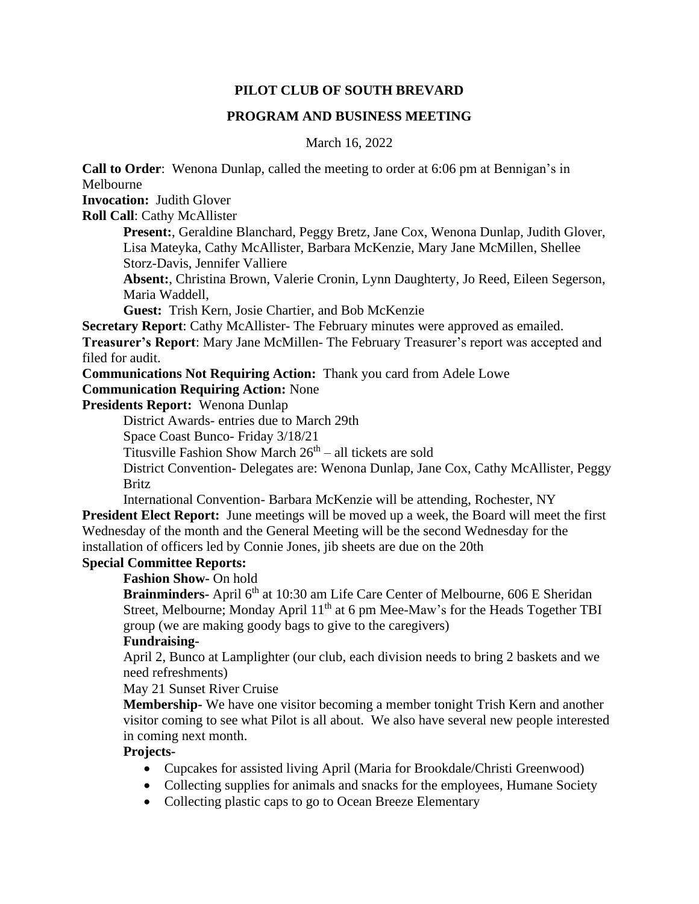**PILOT CLUB OF SOUTH BREVARD**

**PROGRAM AND BUSINESS MEETING**

March 16, 2022

**Call to Order**: Wenona Dunlap, called the meeting to order at 6:06 pm at Bennigan's in Melbourne

**Invocation:** Judith Glover

**Roll Call**: Cathy McAllister

> **Present:**, Geraldine Blanchard, Peggy Bretz, Jane Cox, Wenona Dunlap, Judith Glover, Lisa Mateyka, Cathy McAllister, Barbara McKenzie, Mary Jane McMillen, Shellee Storz-Davis, Jennifer Valliere
>
> **Absent:**, Christina Brown, Valerie Cronin, Lynn Daughterty, Jo Reed, Eileen Segerson, Maria Waddell,
>
> **Guest:** Trish Kern, Josie Chartier, and Bob McKenzie

**Secretary Report**: Cathy McAllister- The February minutes were approved as emailed.

**Treasurer's Report**: Mary Jane McMillen- The February Treasurer's report was accepted and filed for audit.

**Communications Not Requiring Action:** Thank you card from Adele Lowe

**Communication Requiring Action:** None

**Presidents Report:** Wenona Dunlap

> District Awards- entries due to March 29th
>
> Space Coast Bunco- Friday 3/18/21
>
> Titusville Fashion Show March 26th – all tickets are sold
>
> District Convention- Delegates are: Wenona Dunlap, Jane Cox, Cathy McAllister, Peggy Britz
>
> International Convention- Barbara McKenzie will be attending, Rochester, NY

**President Elect Report:** June meetings will be moved up a week, the Board will meet the first Wednesday of the month and the General Meeting will be the second Wednesday for the installation of officers led by Connie Jones, jib sheets are due on the 20th

**Special Committee Reports:**

> **Fashion Show-** On hold
>
> **Brainminders-** April 6th at 10:30 am Life Care Center of Melbourne, 606 E Sheridan Street, Melbourne; Monday April 11th at 6 pm Mee-Maw's for the Heads Together TBI group (we are making goody bags to give to the caregivers)
>
> **Fundraising-**
>
> April 2, Bunco at Lamplighter (our club, each division needs to bring 2 baskets and we need refreshments)
>
> May 21 Sunset River Cruise
>
> **Membership-** We have one visitor becoming a member tonight Trish Kern and another visitor coming to see what Pilot is all about. We also have several new people interested in coming next month.
>
> **Projects-**
>
> - Cupcakes for assisted living April (Maria for Brookdale/Christi Greenwood)
> - Collecting supplies for animals and snacks for the employees, Humane Society
> - Collecting plastic caps to go to Ocean Breeze Elementary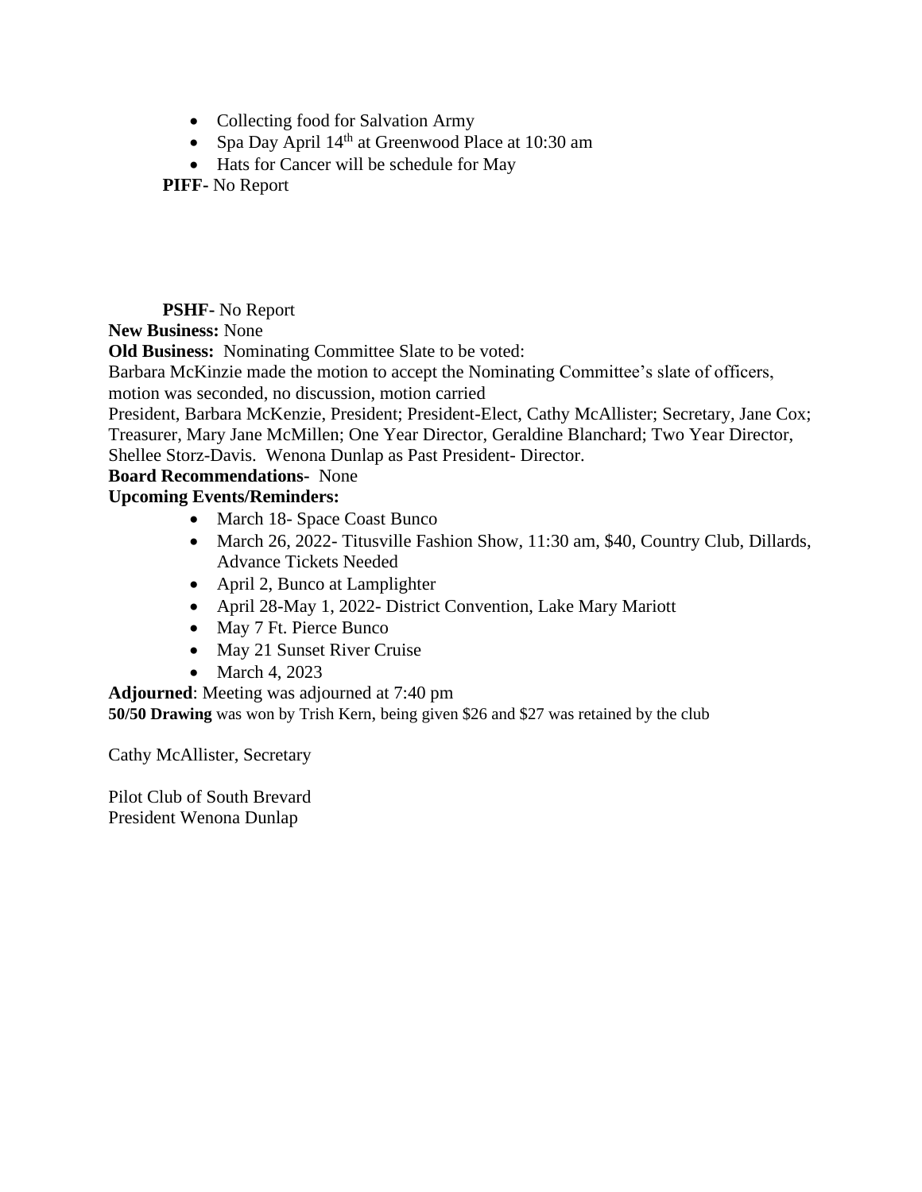- Collecting food for Salvation Army
- Spa Day April 14th at Greenwood Place at 10:30 am
- Hats for Cancer will be schedule for May

**PIFF-** No Report

**PSHF-** No Report

**New Business:** None

**Old Business:** Nominating Committee Slate to be voted:

Barbara McKinzie made the motion to accept the Nominating Committee's slate of officers, motion was seconded, no discussion, motion carried

President, Barbara McKenzie, President; President-Elect, Cathy McAllister; Secretary, Jane Cox; Treasurer, Mary Jane McMillen; One Year Director, Geraldine Blanchard; Two Year Director, Shellee Storz-Davis. Wenona Dunlap as Past President- Director.

**Board Recommendations-** None

**Upcoming Events/Reminders:**

- March 18- Space Coast Bunco
- March 26, 2022- Titusville Fashion Show, 11:30 am, $40, Country Club, Dillards, Advance Tickets Needed
- April 2, Bunco at Lamplighter
- April 28-May 1, 2022- District Convention, Lake Mary Mariott
- May 7 Ft. Pierce Bunco
- May 21 Sunset River Cruise
- March 4, 2023

**Adjourned**: Meeting was adjourned at 7:40 pm

**50/50 Drawing** was won by Trish Kern, being given $26 and $27 was retained by the club

Cathy McAllister, Secretary

Pilot Club of South Brevard
President Wenona Dunlap